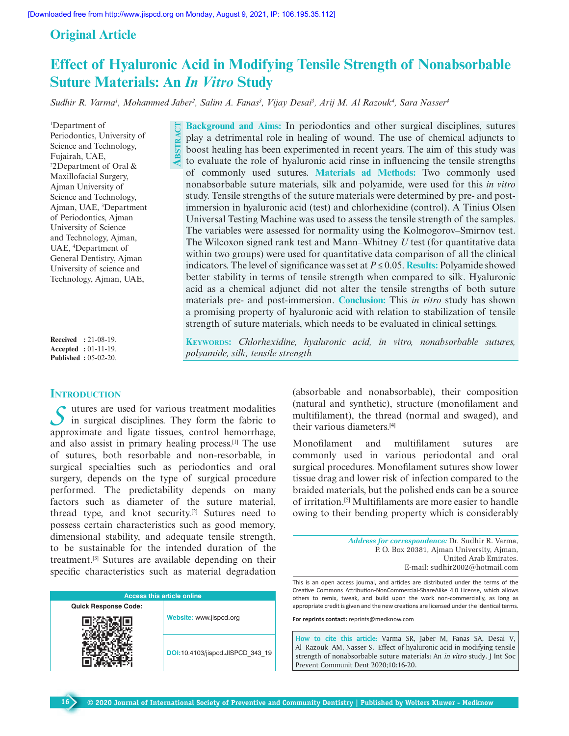Original Article

# Effect of Hyaluronic Acid in Modifying Tensile Strength of Nonabsorbable Suture Materials: An *In Vitro* Study

*Sudhir R. Varma[1], Mohammed Jaber[2], Salim A. Fanas[3], Vijay Desai[3], Arij M. Al Razouk[4], Sara Nasser[4]*

[1]Department of Periodontics, University of Science and Technology, Fujairah, UAE, [2]2Department of Oral & Maxillofacial Surgery, Ajman University of Science and Technology, Ajman, UAE, [3]Department of Periodontics, Ajman University of Science and Technology, Ajman, UAE, [4]Department of General Dentistry, Ajman University of science and Technology, Ajman, UAE,

**Received** : 21-08-19.
**Accepted** : 01-11-19.
**Published** : 05-02-20.

## Abstract

**Background and Aims:** In periodontics and other surgical disciplines, sutures play a detrimental role in healing of wound. The use of chemical adjuncts to boost healing has been experimented in recent years. The aim of this study was to evaluate the role of hyaluronic acid rinse in influencing the tensile strengths of commonly used sutures. **Materials ad Methods:** Two commonly used nonabsorbable suture materials, silk and polyamide, were used for this *in vitro* study. Tensile strengths of the suture materials were determined by pre- and post-immersion in hyaluronic acid (test) and chlorhexidine (control). A Tinius Olsen Universal Testing Machine was used to assess the tensile strength of the samples. The variables were assessed for normality using the Kolmogorov–Smirnov test. The Wilcoxon signed rank test and Mann–Whitney *U* test (for quantitative data within two groups) were used for quantitative data comparison of all the clinical indicators. The level of significance was set at $P \leq 0.05$. **Results:** Polyamide showed better stability in terms of tensile strength when compared to silk. Hyaluronic acid as a chemical adjunct did not alter the tensile strengths of both suture materials pre- and post-immersion. **Conclusion:** This *in vitro* study has shown a promising property of hyaluronic acid with relation to stabilization of tensile strength of suture materials, which needs to be evaluated in clinical settings.

**Keywords:** *Chlorhexidine, hyaluronic acid, in vitro, nonabsorbable sutures, polyamide, silk, tensile strength*

## Introduction

Sutures are used for various treatment modalities in surgical disciplines. They form the fabric to approximate and ligate tissues, control hemorrhage, and also assist in primary healing process.[1] The use of sutures, both resorbable and non-resorbable, in surgical specialties such as periodontics and oral surgery, depends on the type of surgical procedure performed. The predictability depends on many factors such as diameter of the suture material, thread type, and knot security.[2] Sutures need to possess certain characteristics such as good memory, dimensional stability, and adequate tensile strength, to be sustainable for the intended duration of the treatment.[3] Sutures are available depending on their specific characteristics such as material degradation (absorbable and nonabsorbable), their composition (natural and synthetic), structure (monofilament and multifilament), the thread (normal and swaged), and their various diameters.[4]

Monofilament and multifilament sutures are commonly used in various periodontal and oral surgical procedures. Monofilament sutures show lower tissue drag and lower risk of infection compared to the braided materials, but the polished ends can be a source of irritation.[5] Multifilaments are more easier to handle owing to their bending property which is considerably

*Address for correspondence:* Dr. Sudhir R. Varma, P. O. Box 20381, Ajman University, Ajman, United Arab Emirates.
E-mail: sudhir2002@hotmail.com

Access this article online

Quick Response Code:

Website: www.jispcd.org

DOI: 10.4103/jispcd.JISPCD_343_19

This is an open access journal, and articles are distributed under the terms of the Creative Commons Attribution-NonCommercial-ShareAlike 4.0 License, which allows others to remix, tweak, and build upon the work non-commercially, as long as appropriate credit is given and the new creations are licensed under the identical terms.

**For reprints contact:** reprints@medknow.com

**How to cite this article:** Varma SR, Jaber M, Fanas SA, Desai V, Al Razouk AM, Nasser S. Effect of hyaluronic acid in modifying tensile strength of nonabsorbable suture materials: An *in vitro* study. J Int Soc Prevent Communit Dent 2020;10:16-20.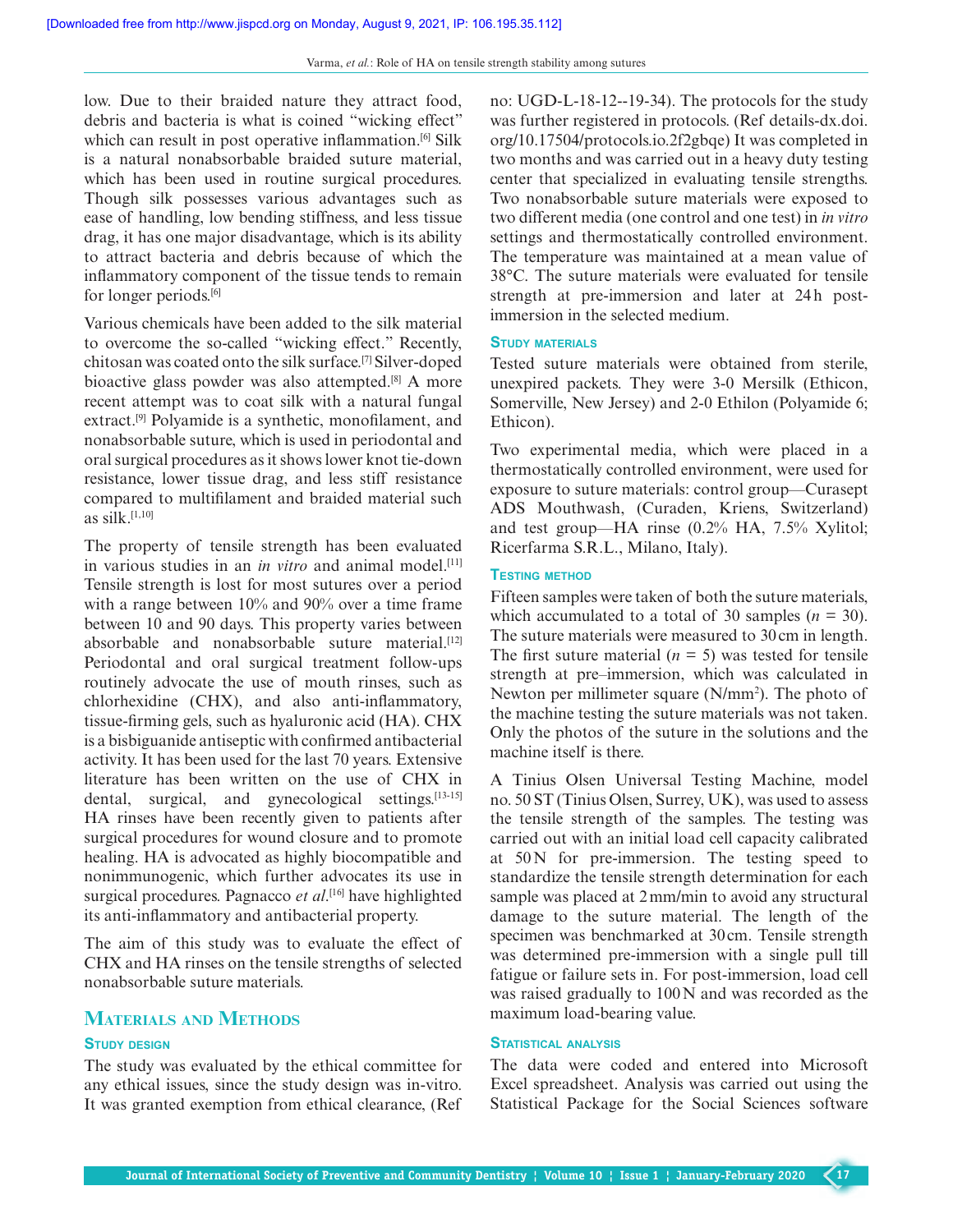low. Due to their braided nature they attract food, debris and bacteria is what is coined "wicking effect" which can result in post operative inflammation.[6] Silk is a natural nonabsorbable braided suture material, which has been used in routine surgical procedures. Though silk possesses various advantages such as ease of handling, low bending stiffness, and less tissue drag, it has one major disadvantage, which is its ability to attract bacteria and debris because of which the inflammatory component of the tissue tends to remain for longer periods.[6]

Various chemicals have been added to the silk material to overcome the so-called "wicking effect." Recently, chitosan was coated onto the silk surface.[7] Silver-doped bioactive glass powder was also attempted.[8] A more recent attempt was to coat silk with a natural fungal extract.[9] Polyamide is a synthetic, monofilament, and nonabsorbable suture, which is used in periodontal and oral surgical procedures as it shows lower knot tie-down resistance, lower tissue drag, and less stiff resistance compared to multifilament and braided material such as silk.[1,10]

The property of tensile strength has been evaluated in various studies in an *in vitro* and animal model.[11] Tensile strength is lost for most sutures over a period with a range between 10% and 90% over a time frame between 10 and 90 days. This property varies between absorbable and nonabsorbable suture material.[12] Periodontal and oral surgical treatment follow-ups routinely advocate the use of mouth rinses, such as chlorhexidine (CHX), and also anti-inflammatory, tissue-firming gels, such as hyaluronic acid (HA). CHX is a bisbiguanide antiseptic with confirmed antibacterial activity. It has been used for the last 70 years. Extensive literature has been written on the use of CHX in dental, surgical, and gynecological settings.[13-15] HA rinses have been recently given to patients after surgical procedures for wound closure and to promote healing. HA is advocated as highly biocompatible and nonimmunogenic, which further advocates its use in surgical procedures. Pagnacco *et al*.[16] have highlighted its anti-inflammatory and antibacterial property.

The aim of this study was to evaluate the effect of CHX and HA rinses on the tensile strengths of selected nonabsorbable suture materials.

## Materials and Methods

### Study design

The study was evaluated by the ethical committee for any ethical issues, since the study design was in-vitro. It was granted exemption from ethical clearance, (Ref no: UGD-L-18-12--19-34). The protocols for the study was further registered in protocols. (Ref details-dx.doi.org/10.17504/protocols.io.2f2gbqe) It was completed in two months and was carried out in a heavy duty testing center that specialized in evaluating tensile strengths. Two nonabsorbable suture materials were exposed to two different media (one control and one test) in *in vitro* settings and thermostatically controlled environment. The temperature was maintained at a mean value of 38°C. The suture materials were evaluated for tensile strength at pre-immersion and later at 24 h post-immersion in the selected medium.

### Study materials

Tested suture materials were obtained from sterile, unexpired packets. They were 3-0 Mersilk (Ethicon, Somerville, New Jersey) and 2-0 Ethilon (Polyamide 6; Ethicon).

Two experimental media, which were placed in a thermostatically controlled environment, were used for exposure to suture materials: control group—Curasept ADS Mouthwash, (Curaden, Kriens, Switzerland) and test group—HA rinse (0.2% HA, 7.5% Xylitol; Ricerfarma S.R.L., Milano, Italy).

### Testing method

Fifteen samples were taken of both the suture materials, which accumulated to a total of 30 samples ($n$ = 30). The suture materials were measured to 30 cm in length. The first suture material ($n$ = 5) was tested for tensile strength at pre–immersion, which was calculated in Newton per millimeter square (N/mm$^2$). The photo of the machine testing the suture materials was not taken. Only the photos of the suture in the solutions and the machine itself is there.

A Tinius Olsen Universal Testing Machine, model no. 50 ST (Tinius Olsen, Surrey, UK), was used to assess the tensile strength of the samples. The testing was carried out with an initial load cell capacity calibrated at 50 N for pre-immersion. The testing speed to standardize the tensile strength determination for each sample was placed at 2 mm/min to avoid any structural damage to the suture material. The length of the specimen was benchmarked at 30 cm. Tensile strength was determined pre-immersion with a single pull till fatigue or failure sets in. For post-immersion, load cell was raised gradually to 100 N and was recorded as the maximum load-bearing value.

### Statistical analysis

The data were coded and entered into Microsoft Excel spreadsheet. Analysis was carried out using the Statistical Package for the Social Sciences software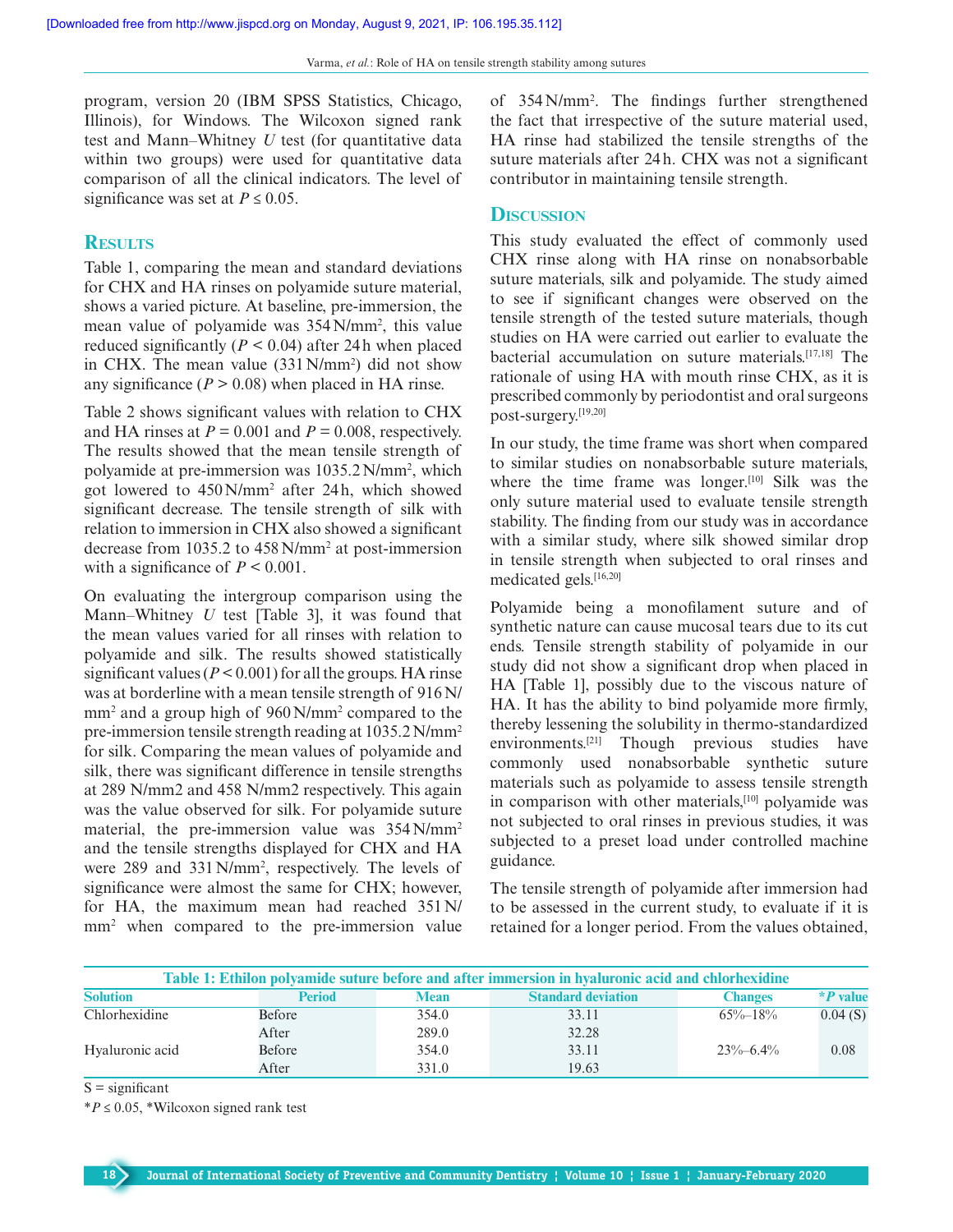program, version 20 (IBM SPSS Statistics, Chicago, Illinois), for Windows. The Wilcoxon signed rank test and Mann–Whitney *U* test (for quantitative data within two groups) were used for quantitative data comparison of all the clinical indicators. The level of significance was set at $P \leq 0.05$.

## Results

Table 1, comparing the mean and standard deviations for CHX and HA rinses on polyamide suture material, shows a varied picture. At baseline, pre-immersion, the mean value of polyamide was 354 N/mm$^2$, this value reduced significantly ($P < 0.04$) after 24 h when placed in CHX. The mean value (331 N/mm$^2$) did not show any significance ($P > 0.08$) when placed in HA rinse.

Table 2 shows significant values with relation to CHX and HA rinses at $P = 0.001$ and $P = 0.008$, respectively. The results showed that the mean tensile strength of polyamide at pre-immersion was 1035.2 N/mm$^2$, which got lowered to 450 N/mm$^2$ after 24 h, which showed significant decrease. The tensile strength of silk with relation to immersion in CHX also showed a significant decrease from 1035.2 to 458 N/mm$^2$ at post-immersion with a significance of $P < 0.001$.

On evaluating the intergroup comparison using the Mann–Whitney *U* test [Table 3], it was found that the mean values varied for all rinses with relation to polyamide and silk. The results showed statistically significant values ($P < 0.001$) for all the groups. HA rinse was at borderline with a mean tensile strength of 916 N/mm$^2$ and a group high of 960 N/mm$^2$ compared to the pre-immersion tensile strength reading at 1035.2 N/mm$^2$ for silk. Comparing the mean values of polyamide and silk, there was significant difference in tensile strengths at 289 N/mm2 and 458 N/mm2 respectively. This again was the value observed for silk. For polyamide suture material, the pre-immersion value was 354 N/mm$^2$ and the tensile strengths displayed for CHX and HA were 289 and 331 N/mm$^2$, respectively. The levels of significance were almost the same for CHX; however, for HA, the maximum mean had reached 351 N/mm$^2$ when compared to the pre-immersion value of 354 N/mm$^2$. The findings further strengthened the fact that irrespective of the suture material used, HA rinse had stabilized the tensile strengths of the suture materials after 24 h. CHX was not a significant contributor in maintaining tensile strength.

## Discussion

This study evaluated the effect of commonly used CHX rinse along with HA rinse on nonabsorbable suture materials, silk and polyamide. The study aimed to see if significant changes were observed on the tensile strength of the tested suture materials, though studies on HA were carried out earlier to evaluate the bacterial accumulation on suture materials.[17,18] The rationale of using HA with mouth rinse CHX, as it is prescribed commonly by periodontist and oral surgeons post-surgery.[19,20]

In our study, the time frame was short when compared to similar studies on nonabsorbable suture materials, where the time frame was longer.[10] Silk was the only suture material used to evaluate tensile strength stability. The finding from our study was in accordance with a similar study, where silk showed similar drop in tensile strength when subjected to oral rinses and medicated gels.[16,20]

Polyamide being a monofilament suture and of synthetic nature can cause mucosal tears due to its cut ends. Tensile strength stability of polyamide in our study did not show a significant drop when placed in HA [Table 1], possibly due to the viscous nature of HA. It has the ability to bind polyamide more firmly, thereby lessening the solubility in thermo-standardized environments.[21] Though previous studies have commonly used nonabsorbable synthetic suture materials such as polyamide to assess tensile strength in comparison with other materials,[10] polyamide was not subjected to oral rinses in previous studies, it was subjected to a preset load under controlled machine guidance.

The tensile strength of polyamide after immersion had to be assessed in the current study, to evaluate if it is retained for a longer period. From the values obtained,

**Table 1: Ethilon polyamide suture before and after immersion in hyaluronic acid and chlorhexidine**

| Solution | Period | Mean | Standard deviation | Changes | *P value |
|---|---|---|---|---|---|
| Chlorhexidine | Before | 354.0 | 33.11 | 65%–18% | 0.04 (S) |
| | After | 289.0 | 32.28 | | |
| Hyaluronic acid | Before | 354.0 | 33.11 | 23%–6.4% | 0.08 |
| | After | 331.0 | 19.63 | | |

S = significant

*$P \leq 0.05$, *Wilcoxon signed rank test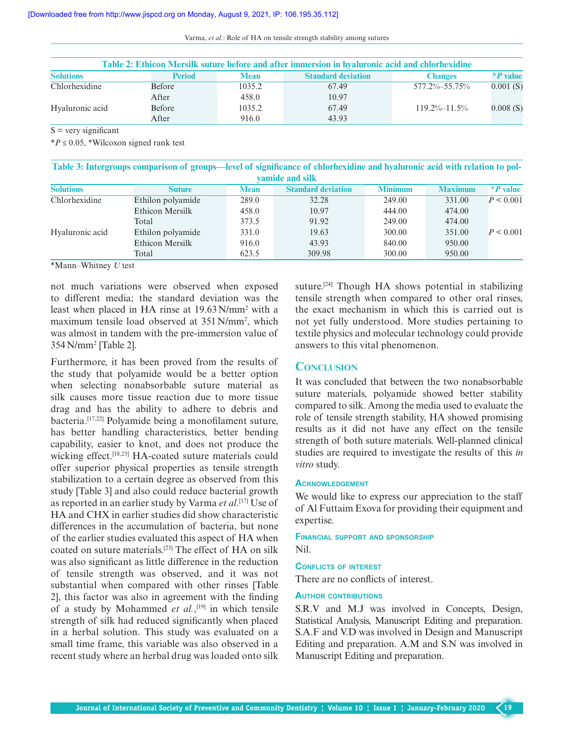**Table 2: Ethicon Mersilk suture before and after immersion in hyaluronic acid and chlorhexidine**

| Solutions | Period | Mean | Standard deviation | Changes | *P value |
|---|---|---|---|---|---|
| Chlorhexidine | Before | 1035.2 | 67.49 | 577.2%–55.75% | 0.001 (S) |
| | After | 458.0 | 10.97 | | |
| Hyaluronic acid | Before | 1035.2 | 67.49 | 119.2%–11.5% | 0.008 (S) |
| | After | 916.0 | 43.93 | | |

S = very significant

*$P \leq 0.05$, *Wilcoxon signed rank test

**Table 3: Intergroups comparison of groups—level of significance of chlorhexidine and hyaluronic acid with relation to polyamide and silk**

| Solutions | Suture | Mean | Standard deviation | Minimum | Maximum | *P value |
|---|---|---|---|---|---|---|
| Chlorhexidine | Ethilon polyamide | 289.0 | 32.28 | 249.00 | 331.00 | $P < 0.001$ |
| | Ethicon Mersilk | 458.0 | 10.97 | 444.00 | 474.00 | |
| | Total | 373.5 | 91.92 | 249.00 | 474.00 | |
| Hyaluronic acid | Ethilon polyamide | 331.0 | 19.63 | 300.00 | 351.00 | $P < 0.001$ |
| | Ethicon Mersilk | 916.0 | 43.93 | 840.00 | 950.00 | |
| | Total | 623.5 | 309.98 | 300.00 | 950.00 | |

*Mann–Whitney *U* test

not much variations were observed when exposed to different media; the standard deviation was the least when placed in HA rinse at 19.63 N/mm$^2$ with a maximum tensile load observed at 351 N/mm$^2$, which was almost in tandem with the pre-immersion value of 354 N/mm$^2$ [Table 2].

Furthermore, it has been proved from the results of the study that polyamide would be a better option when selecting nonabsorbable suture material as silk causes more tissue reaction due to more tissue drag and has the ability to adhere to debris and bacteria.[17,22] Polyamide being a monofilament suture, has better handling characteristics, better bending capability, easier to knot, and does not produce the wicking effect.[18,23] HA-coated suture materials could offer superior physical properties as tensile strength stabilization to a certain degree as observed from this study [Table 3] and also could reduce bacterial growth as reported in an earlier study by Varma *et al*.[17] Use of HA and CHX in earlier studies did show characteristic differences in the accumulation of bacteria, but none of the earlier studies evaluated this aspect of HA when coated on suture materials.[23] The effect of HA on silk was also significant as little difference in the reduction of tensile strength was observed, and it was not substantial when compared with other rinses [Table 2], this factor was also in agreement with the finding of a study by Mohammed *et al.*,[19] in which tensile strength of silk had reduced significantly when placed in a herbal solution. This study was evaluated on a small time frame, this variable was also observed in a recent study where an herbal drug was loaded onto silk suture.[24] Though HA shows potential in stabilizing tensile strength when compared to other oral rinses, the exact mechanism in which this is carried out is not yet fully understood. More studies pertaining to textile physics and molecular technology could provide answers to this vital phenomenon.

## Conclusion

It was concluded that between the two nonabsorbable suture materials, polyamide showed better stability compared to silk. Among the media used to evaluate the role of tensile strength stability, HA showed promising results as it did not have any effect on the tensile strength of both suture materials. Well-planned clinical studies are required to investigate the results of this *in vitro* study.

### Acknowledgement

We would like to express our appreciation to the staff of Al Futtaim Exova for providing their equipment and expertise.

### Financial support and sponsorship

Nil.

### Conflicts of interest

There are no conflicts of interest.

### Author contributions

S.R.V and M.J was involved in Concepts, Design, Statistical Analysis, Manuscript Editing and preparation. S.A.F and V.D was involved in Design and Manuscript Editing and preparation. A.M and S.N was involved in Manuscript Editing and preparation.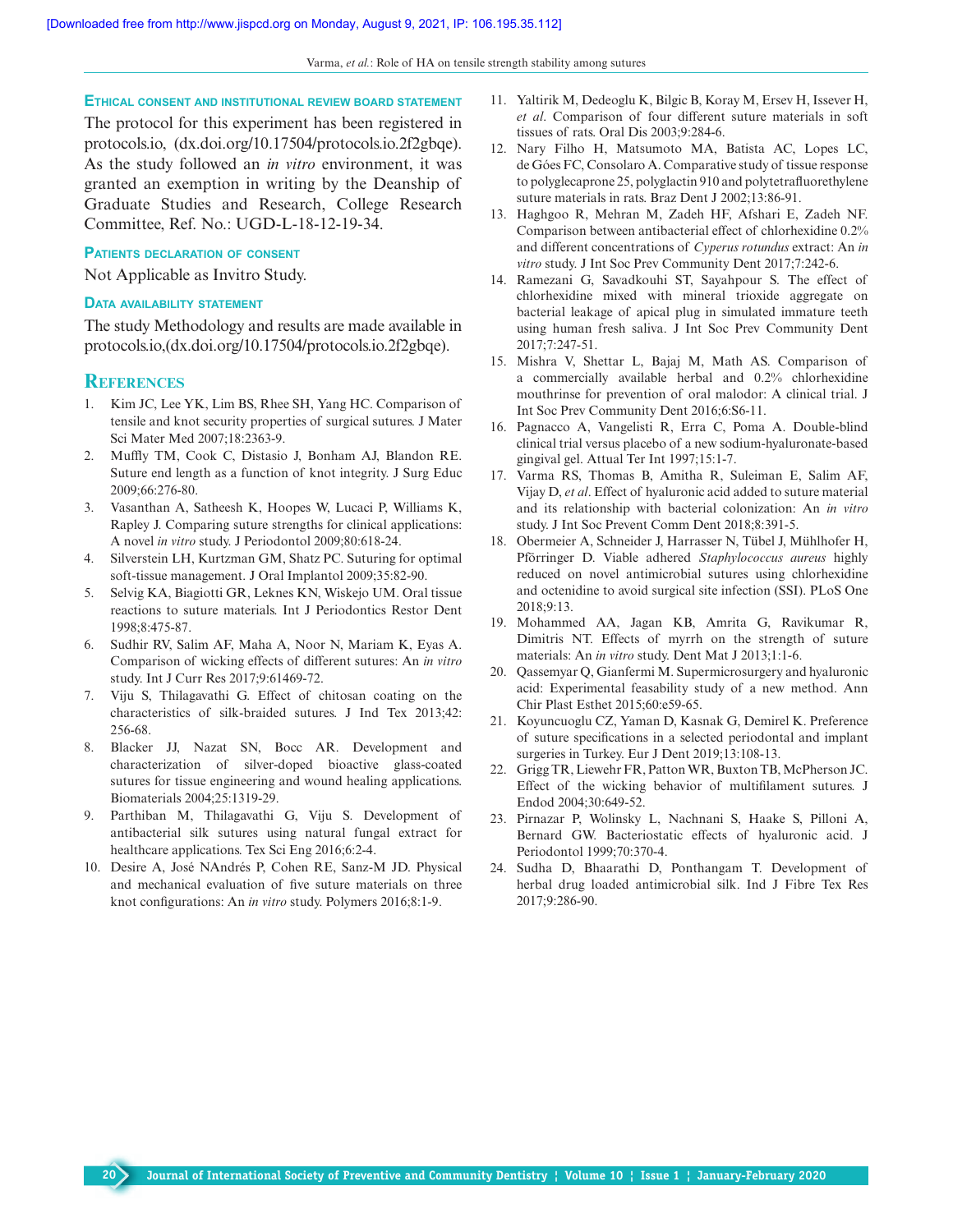### Ethical consent and institutional review board statement

The protocol for this experiment has been registered in protocols.io, (dx.doi.org/10.17504/protocols.io.2f2gbqe). As the study followed an *in vitro* environment, it was granted an exemption in writing by the Deanship of Graduate Studies and Research, College Research Committee, Ref. No.: UGD-L-18-12-19-34.

### Patients declaration of consent

Not Applicable as Invitro Study.

### Data availability statement

The study Methodology and results are made available in protocols.io,(dx.doi.org/10.17504/protocols.io.2f2gbqe).

## References

1. Kim JC, Lee YK, Lim BS, Rhee SH, Yang HC. Comparison of tensile and knot security properties of surgical sutures. J Mater Sci Mater Med 2007;18:2363-9.
2. Muffly TM, Cook C, Distasio J, Bonham AJ, Blandon RE. Suture end length as a function of knot integrity. J Surg Educ 2009;66:276-80.
3. Vasanthan A, Satheesh K, Hoopes W, Lucaci P, Williams K, Rapley J. Comparing suture strengths for clinical applications: A novel *in vitro* study. J Periodontol 2009;80:618-24.
4. Silverstein LH, Kurtzman GM, Shatz PC. Suturing for optimal soft-tissue management. J Oral Implantol 2009;35:82-90.
5. Selvig KA, Biagiotti GR, Leknes KN, Wiskejo UM. Oral tissue reactions to suture materials. Int J Periodontics Restor Dent 1998;8:475-87.
6. Sudhir RV, Salim AF, Maha A, Noor N, Mariam K, Eyas A. Comparison of wicking effects of different sutures: An *in vitro* study. Int J Curr Res 2017;9:61469-72.
7. Viju S, Thilagavathi G. Effect of chitosan coating on the characteristics of silk-braided sutures. J Ind Tex 2013;42:256-68.
8. Blacker JJ, Nazat SN, Bocc AR. Development and characterization of silver-doped bioactive glass-coated sutures for tissue engineering and wound healing applications. Biomaterials 2004;25:1319-29.
9. Parthiban M, Thilagavathi G, Viju S. Development of antibacterial silk sutures using natural fungal extract for healthcare applications. Tex Sci Eng 2016;6:2-4.
10. Desire A, José NAndrés P, Cohen RE, Sanz-M JD. Physical and mechanical evaluation of five suture materials on three knot configurations: An *in vitro* study. Polymers 2016;8:1-9.
11. Yaltirik M, Dedeoglu K, Bilgic B, Koray M, Ersev H, Issever H, *et al*. Comparison of four different suture materials in soft tissues of rats. Oral Dis 2003;9:284-6.
12. Nary Filho H, Matsumoto MA, Batista AC, Lopes LC, de Góes FC, Consolaro A. Comparative study of tissue response to polyglecaprone 25, polyglactin 910 and polytetrafluorethylene suture materials in rats. Braz Dent J 2002;13:86-91.
13. Haghgoo R, Mehran M, Zadeh HF, Afshari E, Zadeh NF. Comparison between antibacterial effect of chlorhexidine 0.2% and different concentrations of *Cyperus rotundus* extract: An *in vitro* study. J Int Soc Prev Community Dent 2017;7:242-6.
14. Ramezani G, Savadkouhi ST, Sayahpour S. The effect of chlorhexidine mixed with mineral trioxide aggregate on bacterial leakage of apical plug in simulated immature teeth using human fresh saliva. J Int Soc Prev Community Dent 2017;7:247-51.
15. Mishra V, Shettar L, Bajaj M, Math AS. Comparison of a commercially available herbal and 0.2% chlorhexidine mouthrinse for prevention of oral malodor: A clinical trial. J Int Soc Prev Community Dent 2016;6:S6-11.
16. Pagnacco A, Vangelisti R, Erra C, Poma A. Double-blind clinical trial versus placebo of a new sodium-hyaluronate-based gingival gel. Attual Ter Int 1997;15:1-7.
17. Varma RS, Thomas B, Amitha R, Suleiman E, Salim AF, Vijay D, *et al*. Effect of hyaluronic acid added to suture material and its relationship with bacterial colonization: An *in vitro* study. J Int Soc Prevent Comm Dent 2018;8:391-5.
18. Obermeier A, Schneider J, Harrasser N, Tübel J, Mühlhofer H, Pförringer D. Viable adhered *Staphylococcus aureus* highly reduced on novel antimicrobial sutures using chlorhexidine and octenidine to avoid surgical site infection (SSI). PLoS One 2018;9:13.
19. Mohammed AA, Jagan KB, Amrita G, Ravikumar R, Dimitris NT. Effects of myrrh on the strength of suture materials: An *in vitro* study. Dent Mat J 2013;1:1-6.
20. Qassemyar Q, Gianfermi M. Supermicrosurgery and hyaluronic acid: Experimental feasability study of a new method. Ann Chir Plast Esthet 2015;60:e59-65.
21. Koyuncuoglu CZ, Yaman D, Kasnak G, Demirel K. Preference of suture specifications in a selected periodontal and implant surgeries in Turkey. Eur J Dent 2019;13:108-13.
22. Grigg TR, Liewehr FR, Patton WR, Buxton TB, McPherson JC. Effect of the wicking behavior of multifilament sutures. J Endod 2004;30:649-52.
23. Pirnazar P, Wolinsky L, Nachnani S, Haake S, Pilloni A, Bernard GW. Bacteriostatic effects of hyaluronic acid. J Periodontol 1999;70:370-4.
24. Sudha D, Bhaarathi D, Ponthangam T. Development of herbal drug loaded antimicrobial silk. Ind J Fibre Tex Res 2017;9:286-90.